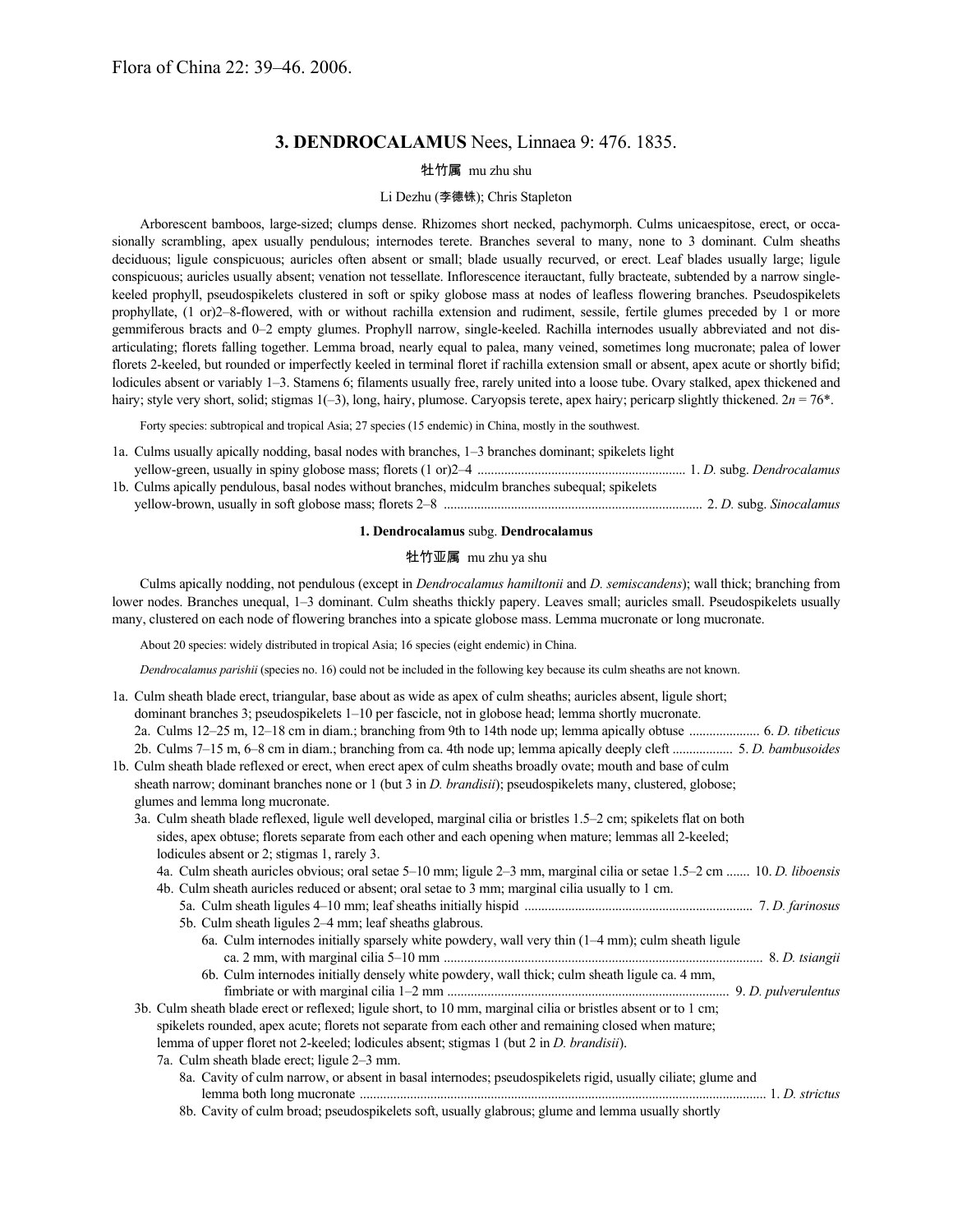Flora of China 22: 39–46. 2006.

## 3. DENDROCALAMUS Nees, Linnaea 9: 476. 1835.

牡竹属 mu zhu shu

Li Dezhu (李德铢); Chris Stapleton

Arborescent bamboos, large-sized; clumps dense. Rhizomes short necked, pachymorph. Culms unicaespitose, erect, or occasionally scrambling, apex usually pendulous; internodes terete. Branches several to many, none to 3 dominant. Culm sheaths deciduous; ligule conspicuous; auricles often absent or small; blade usually recurved, or erect. Leaf blades usually large; ligule conspicuous; auricles usually absent; venation not tessellate. Inflorescence iterauctant, fully bracteate, subtended by a narrow single-keeled prophyll, pseudospikelets clustered in soft or spiky globose mass at nodes of leafless flowering branches. Pseudospikelets prophyllate, (1 or)2–8-flowered, with or without rachilla extension and rudiment, sessile, fertile glumes preceded by 1 or more gemmiferous bracts and 0–2 empty glumes. Prophyll narrow, single-keeled. Rachilla internodes usually abbreviated and not disarticulating; florets falling together. Lemma broad, nearly equal to palea, many veined, sometimes long mucronate; palea of lower florets 2-keeled, but rounded or imperfectly keeled in terminal floret if rachilla extension small or absent, apex acute or shortly bifid; lodicules absent or variably 1–3. Stamens 6; filaments usually free, rarely united into a loose tube. Ovary stalked, apex thickened and hairy; style very short, solid; stigmas 1(–3), long, hairy, plumose. Caryopsis terete, apex hairy; pericarp slightly thickened. 2*n* = 76*.

Forty species: subtropical and tropical Asia; 27 species (15 endemic) in China, mostly in the southwest.

1a. Culms usually apically nodding, basal nodes with branches, 1–3 branches dominant; spikelets light yellow-green, usually in spiny globose mass; florets (1 or)2–4 .............. 1. *D.* subg. *Dendrocalamus*
1b. Culms apically pendulous, basal nodes without branches, midculm branches subequal; spikelets yellow-brown, usually in soft globose mass; florets 2–8 .............. 2. *D.* subg. *Sinocalamus*

### 1. Dendrocalamus subg. Dendrocalamus

牡竹亚属 mu zhu ya shu

Culms apically nodding, not pendulous (except in *Dendrocalamus hamiltonii* and *D. semiscandens*); wall thick; branching from lower nodes. Branches unequal, 1–3 dominant. Culm sheaths thickly papery. Leaves small; auricles small. Pseudospikelets usually many, clustered on each node of flowering branches into a spicate globose mass. Lemma mucronate or long mucronate.

About 20 species: widely distributed in tropical Asia; 16 species (eight endemic) in China.

*Dendrocalamus parishii* (species no. 16) could not be included in the following key because its culm sheaths are not known.

1a. Culm sheath blade erect, triangular, base about as wide as apex of culm sheaths; auricles absent, ligule short; dominant branches 3; pseudospikelets 1–10 per fascicle, not in globose head; lemma shortly mucronate.
 2a. Culms 12–25 m, 12–18 cm in diam.; branching from 9th to 14th node up; lemma apically obtuse .............. 6. *D. tibeticus*
 2b. Culms 7–15 m, 6–8 cm in diam.; branching from ca. 4th node up; lemma apically deeply cleft .............. 5. *D. bambusoides*
1b. Culm sheath blade reflexed or erect, when erect apex of culm sheaths broadly ovate; mouth and base of culm sheath narrow; dominant branches none or 1 (but 3 in *D. brandisii*); pseudospikelets many, clustered, globose; glumes and lemma long mucronate.
 3a. Culm sheath blade reflexed, ligule well developed, marginal cilia or bristles 1.5–2 cm; spikelets flat on both sides, apex obtuse; florets separate from each other and each opening when mature; lemmas all 2-keeled; lodicules absent or 2; stigmas 1, rarely 3.
  4a. Culm sheath auricles obvious; oral setae 5–10 mm; ligule 2–3 mm, marginal cilia or setae 1.5–2 cm .............. 10. *D. liboensis*
  4b. Culm sheath auricles reduced or absent; oral setae to 3 mm; marginal cilia usually to 1 cm.
   5a. Culm sheath ligules 4–10 mm; leaf sheaths initially hispid .............. 7. *D. farinosus*
   5b. Culm sheath ligules 2–4 mm; leaf sheaths glabrous.
    6a. Culm internodes initially sparsely white powdery, wall very thin (1–4 mm); culm sheath ligule ca. 2 mm, with marginal cilia 5–10 mm .............. 8. *D. tsiangii*
    6b. Culm internodes initially densely white powdery, wall thick; culm sheath ligule ca. 4 mm, fimbriate or with marginal cilia 1–2 mm .............. 9. *D. pulverulentus*
 3b. Culm sheath blade erect or reflexed; ligule short, to 10 mm, marginal cilia or bristles absent or to 1 cm; spikelets rounded, apex acute; florets not separate from each other and remaining closed when mature; lemma of upper floret not 2-keeled; lodicules absent; stigmas 1 (but 2 in *D. brandisii*).
  7a. Culm sheath blade erect; ligule 2–3 mm.
   8a. Cavity of culm narrow, or absent in basal internodes; pseudospikelets rigid, usually ciliate; glume and lemma both long mucronate .............. 1. *D. strictus*
   8b. Cavity of culm broad; pseudospikelets soft, usually glabrous; glume and lemma usually shortly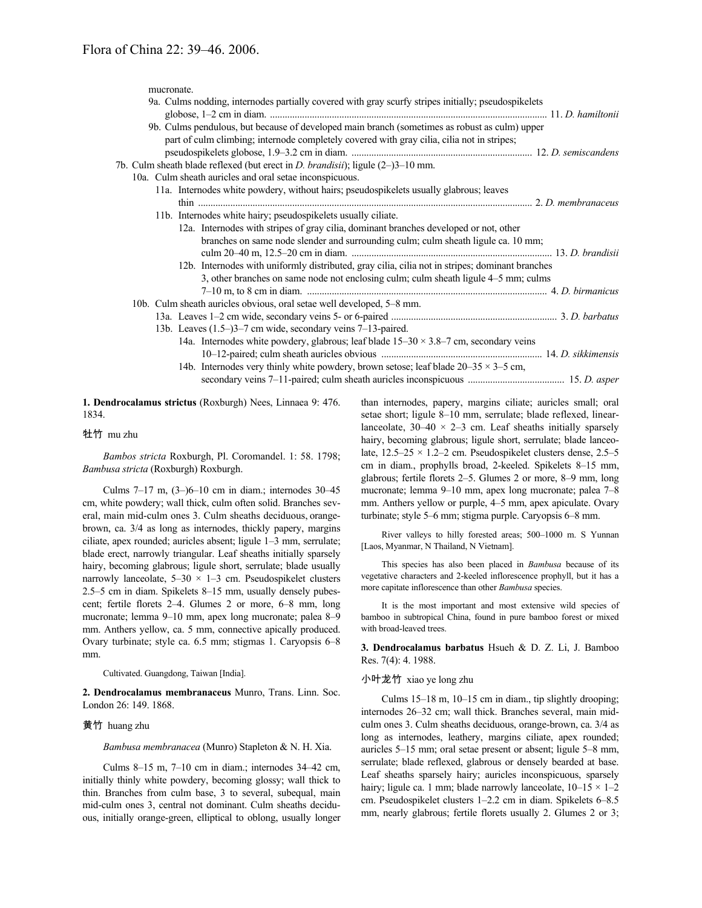mucronate.

9a. Culms nodding, internodes partially covered with gray scurfy stripes initially; pseudospikelets globose, 1–2 cm in diam. .............................................................................................................. 11. *D. hamiltonii*

9b. Culms pendulous, but because of developed main branch (sometimes as robust as culm) upper part of culm climbing; internode completely covered with gray cilia, cilia not in stripes; pseudospikelets globose, 1.9–3.2 cm in diam. ........................................................................ 12. *D. semiscandens*

7b. Culm sheath blade reflexed (but erect in *D. brandisii*); ligule (2–)3–10 mm.

10a. Culm sheath auricles and oral setae inconspicuous.

11a. Internodes white powdery, without hairs; pseudospikelets usually glabrous; leaves thin ..................................................................................................................................... 2. *D. membranaceus*

11b. Internodes white hairy; pseudospikelets usually ciliate.

12a. Internodes with stripes of gray cilia, dominant branches developed or not, other branches on same node slender and surrounding culm; culm sheath ligule ca. 10 mm; culm 20–40 m, 12.5–20 cm in diam. ................................................................................ 13. *D. brandisii*

12b. Internodes with uniformly distributed, gray cilia, cilia not in stripes; dominant branches 3, other branches on same node not enclosing culm; culm sheath ligule 4–5 mm; culms 7–10 m, to 8 cm in diam. ................................................................................................. 4. *D. birmanicus*

10b. Culm sheath auricles obvious, oral setae well developed, 5–8 mm.

13a. Leaves 1–2 cm wide, secondary veins 5- or 6-paired .................................................................. 3. *D. barbatus*

13b. Leaves (1.5–)3–7 cm wide, secondary veins 7–13-paired.

14a. Internodes white powdery, glabrous; leaf blade 15–30 × 3.8–7 cm, secondary veins 10–12-paired; culm sheath auricles obvious ................................................................ 14. *D. sikkimensis*

14b. Internodes very thinly white powdery, brown setose; leaf blade 20–35 × 3–5 cm, secondary veins 7–11-paired; culm sheath auricles inconspicuous ...................................... 15. *D. asper*

**1. Dendrocalamus strictus** (Roxburgh) Nees, Linnaea 9: 476. 1834.

牡竹 mu zhu

*Bambos stricta* Roxburgh, Pl. Coromandel. 1: 58. 1798; *Bambusa stricta* (Roxburgh) Roxburgh.

Culms 7–17 m, (3–)6–10 cm in diam.; internodes 30–45 cm, white powdery; wall thick, culm often solid. Branches several, main mid-culm ones 3. Culm sheaths deciduous, orange-brown, ca. 3/4 as long as internodes, thickly papery, margins ciliate, apex rounded; auricles absent; ligule 1–3 mm, serrulate; blade erect, narrowly triangular. Leaf sheaths initially sparsely hairy, becoming glabrous; ligule short, serrulate; blade usually narrowly lanceolate, 5–30 × 1–3 cm. Pseudospikelet clusters 2.5–5 cm in diam. Spikelets 8–15 mm, usually densely pubescent; fertile florets 2–4. Glumes 2 or more, 6–8 mm, long mucronate; lemma 9–10 mm, apex long mucronate; palea 8–9 mm. Anthers yellow, ca. 5 mm, connective apically produced. Ovary turbinate; style ca. 6.5 mm; stigmas 1. Caryopsis 6–8 mm.

Cultivated. Guangdong, Taiwan [India].

**2. Dendrocalamus membranaceus** Munro, Trans. Linn. Soc. London 26: 149. 1868.

黄竹 huang zhu

*Bambusa membranacea* (Munro) Stapleton & N. H. Xia.

Culms 8–15 m, 7–10 cm in diam.; internodes 34–42 cm, initially thinly white powdery, becoming glossy; wall thick to thin. Branches from culm base, 3 to several, subequal, main mid-culm ones 3, central not dominant. Culm sheaths deciduous, initially orange-green, elliptical to oblong, usually longer than internodes, papery, margins ciliate; auricles small; oral setae short; ligule 8–10 mm, serrulate; blade reflexed, linear-lanceolate, 30–40 × 2–3 cm. Leaf sheaths initially sparsely hairy, becoming glabrous; ligule short, serrulate; blade lanceolate, 12.5–25 × 1.2–2 cm. Pseudospikelet clusters dense, 2.5–5 cm in diam., prophylls broad, 2-keeled. Spikelets 8–15 mm, glabrous; fertile florets 2–5. Glumes 2 or more, 8–9 mm, long mucronate; lemma 9–10 mm, apex long mucronate; palea 7–8 mm. Anthers yellow or purple, 4–5 mm, apex apiculate. Ovary turbinate; style 5–6 mm; stigma purple. Caryopsis 6–8 mm.

River valleys to hilly forested areas; 500–1000 m. S Yunnan [Laos, Myanmar, N Thailand, N Vietnam].

This species has also been placed in *Bambusa* because of its vegetative characters and 2-keeled inflorescence prophyll, but it has a more capitate inflorescence than other *Bambusa* species.

It is the most important and most extensive wild species of bamboo in subtropical China, found in pure bamboo forest or mixed with broad-leaved trees.

**3. Dendrocalamus barbatus** Hsueh & D. Z. Li, J. Bamboo Res. 7(4): 4. 1988.

小叶龙竹 xiao ye long zhu

Culms 15–18 m, 10–15 cm in diam., tip slightly drooping; internodes 26–32 cm; wall thick. Branches several, main mid-culm ones 3. Culm sheaths deciduous, orange-brown, ca. 3/4 as long as internodes, leathery, margins ciliate, apex rounded; auricles 5–15 mm; oral setae present or absent; ligule 5–8 mm, serrulate; blade reflexed, glabrous or densely bearded at base. Leaf sheaths sparsely hairy; auricles inconspicuous, sparsely hairy; ligule ca. 1 mm; blade narrowly lanceolate, 10–15 × 1–2 cm. Pseudospikelet clusters 1–2.2 cm in diam. Spikelets 6–8.5 mm, nearly glabrous; fertile florets usually 2. Glumes 2 or 3;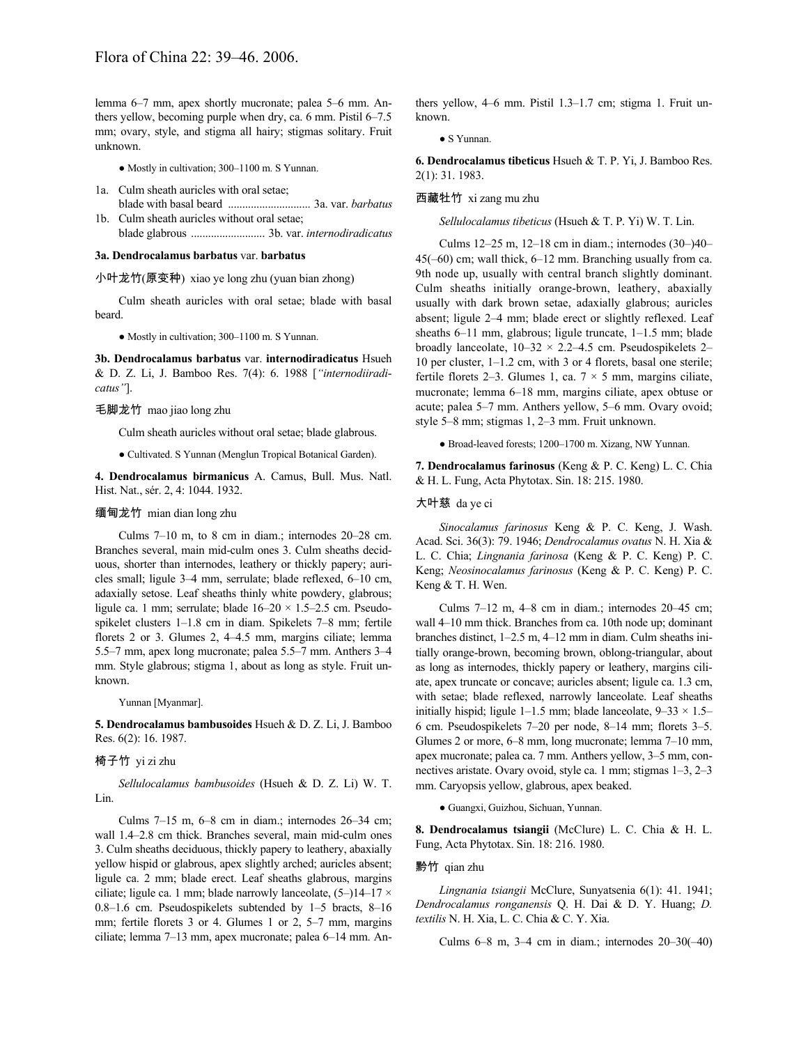lemma 6–7 mm, apex shortly mucronate; palea 5–6 mm. Anthers yellow, becoming purple when dry, ca. 6 mm. Pistil 6–7.5 mm; ovary, style, and stigma all hairy; stigmas solitary. Fruit unknown.

● Mostly in cultivation; 300–1100 m. S Yunnan.

1a. Culm sheath auricles with oral setae; blade with basal beard ............................ 3a. var. *barbatus*
1b. Culm sheath auricles without oral setae; blade glabrous .......................... 3b. var. *internodiradicatus*

**3a. Dendrocalamus barbatus** var. **barbatus**

小叶龙竹(原变种) xiao ye long zhu (yuan bian zhong)

Culm sheath auricles with oral setae; blade with basal beard.

● Mostly in cultivation; 300–1100 m. S Yunnan.

**3b. Dendrocalamus barbatus** var. **internodiradicatus** Hsueh & D. Z. Li, J. Bamboo Res. 7(4): 6. 1988 [*"internodiiradicatus"*].

毛脚龙竹 mao jiao long zhu

Culm sheath auricles without oral setae; blade glabrous.

● Cultivated. S Yunnan (Menglun Tropical Botanical Garden).

**4. Dendrocalamus birmanicus** A. Camus, Bull. Mus. Natl. Hist. Nat., sér. 2, 4: 1044. 1932.

缅甸龙竹 mian dian long zhu

Culms 7–10 m, to 8 cm in diam.; internodes 20–28 cm. Branches several, main mid-culm ones 3. Culm sheaths deciduous, shorter than internodes, leathery or thickly papery; auricles small; ligule 3–4 mm, serrulate; blade reflexed, 6–10 cm, adaxially setose. Leaf sheaths thinly white powdery, glabrous; ligule ca. 1 mm; serrulate; blade 16–20 × 1.5–2.5 cm. Pseudospikelet clusters 1–1.8 cm in diam. Spikelets 7–8 mm; fertile florets 2 or 3. Glumes 2, 4–4.5 mm, margins ciliate; lemma 5.5–7 mm, apex long mucronate; palea 5.5–7 mm. Anthers 3–4 mm. Style glabrous; stigma 1, about as long as style. Fruit unknown.

Yunnan [Myanmar].

**5. Dendrocalamus bambusoides** Hsueh & D. Z. Li, J. Bamboo Res. 6(2): 16. 1987.

椅子竹 yi zi zhu

*Sellulocalamus bambusoides* (Hsueh & D. Z. Li) W. T. Lin.

Culms 7–15 m, 6–8 cm in diam.; internodes 26–34 cm; wall 1.4–2.8 cm thick. Branches several, main mid-culm ones 3. Culm sheaths deciduous, thickly papery to leathery, abaxially yellow hispid or glabrous, apex slightly arched; auricles absent; ligule ca. 2 mm; blade erect. Leaf sheaths glabrous, margins ciliate; ligule ca. 1 mm; blade narrowly lanceolate, (5–)14–17 × 0.8–1.6 cm. Pseudospikelets subtended by 1–5 bracts, 8–16 mm; fertile florets 3 or 4. Glumes 1 or 2, 5–7 mm, margins ciliate; lemma 7–13 mm, apex mucronate; palea 6–14 mm. Anthers yellow, 4–6 mm. Pistil 1.3–1.7 cm; stigma 1. Fruit unknown.

● S Yunnan.

**6. Dendrocalamus tibeticus** Hsueh & T. P. Yi, J. Bamboo Res. 2(1): 31. 1983.

西藏牡竹 xi zang mu zhu

*Sellulocalamus tibeticus* (Hsueh & T. P. Yi) W. T. Lin.

Culms 12–25 m, 12–18 cm in diam.; internodes (30–)40–45(–60) cm; wall thick, 6–12 mm. Branching usually from ca. 9th node up, usually with central branch slightly dominant. Culm sheaths initially orange-brown, leathery, abaxially usually with dark brown setae, adaxially glabrous; auricles absent; ligule 2–4 mm; blade erect or slightly reflexed. Leaf sheaths 6–11 mm, glabrous; ligule truncate, 1–1.5 mm; blade broadly lanceolate, 10–32 × 2.2–4.5 cm. Pseudospikelets 2–10 per cluster, 1–1.2 cm, with 3 or 4 florets, basal one sterile; fertile florets 2–3. Glumes 1, ca. 7 × 5 mm, margins ciliate, mucronate; lemma 6–18 mm, margins ciliate, apex obtuse or acute; palea 5–7 mm. Anthers yellow, 5–6 mm. Ovary ovoid; style 5–8 mm; stigmas 1, 2–3 mm. Fruit unknown.

● Broad-leaved forests; 1200–1700 m. Xizang, NW Yunnan.

**7. Dendrocalamus farinosus** (Keng & P. C. Keng) L. C. Chia & H. L. Fung, Acta Phytotax. Sin. 18: 215. 1980.

大叶慈 da ye ci

*Sinocalamus farinosus* Keng & P. C. Keng, J. Wash. Acad. Sci. 36(3): 79. 1946; *Dendrocalamus ovatus* N. H. Xia & L. C. Chia; *Lingnania farinosa* (Keng & P. C. Keng) P. C. Keng; *Neosinocalamus farinosus* (Keng & P. C. Keng) P. C. Keng & T. H. Wen.

Culms 7–12 m, 4–8 cm in diam.; internodes 20–45 cm; wall 4–10 mm thick. Branches from ca. 10th node up; dominant branches distinct, 1–2.5 m, 4–12 mm in diam. Culm sheaths initially orange-brown, becoming brown, oblong-triangular, about as long as internodes, thickly papery or leathery, margins ciliate, apex truncate or concave; auricles absent; ligule ca. 1.3 cm, with setae; blade reflexed, narrowly lanceolate. Leaf sheaths initially hispid; ligule 1–1.5 mm; blade lanceolate, 9–33 × 1.5–6 cm. Pseudospikelets 7–20 per node, 8–14 mm; florets 3–5. Glumes 2 or more, 6–8 mm, long mucronate; lemma 7–10 mm, apex mucronate; palea ca. 7 mm. Anthers yellow, 3–5 mm, connectives aristate. Ovary ovoid, style ca. 1 mm; stigmas 1–3, 2–3 mm. Caryopsis yellow, glabrous, apex beaked.

● Guangxi, Guizhou, Sichuan, Yunnan.

**8. Dendrocalamus tsiangii** (McClure) L. C. Chia & H. L. Fung, Acta Phytotax. Sin. 18: 216. 1980.

黔竹 qian zhu

*Lingnania tsiangii* McClure, Sunyatsenia 6(1): 41. 1941; *Dendrocalamus ronganensis* Q. H. Dai & D. Y. Huang; *D. textilis* N. H. Xia, L. C. Chia & C. Y. Xia.

Culms 6–8 m, 3–4 cm in diam.; internodes 20–30(–40)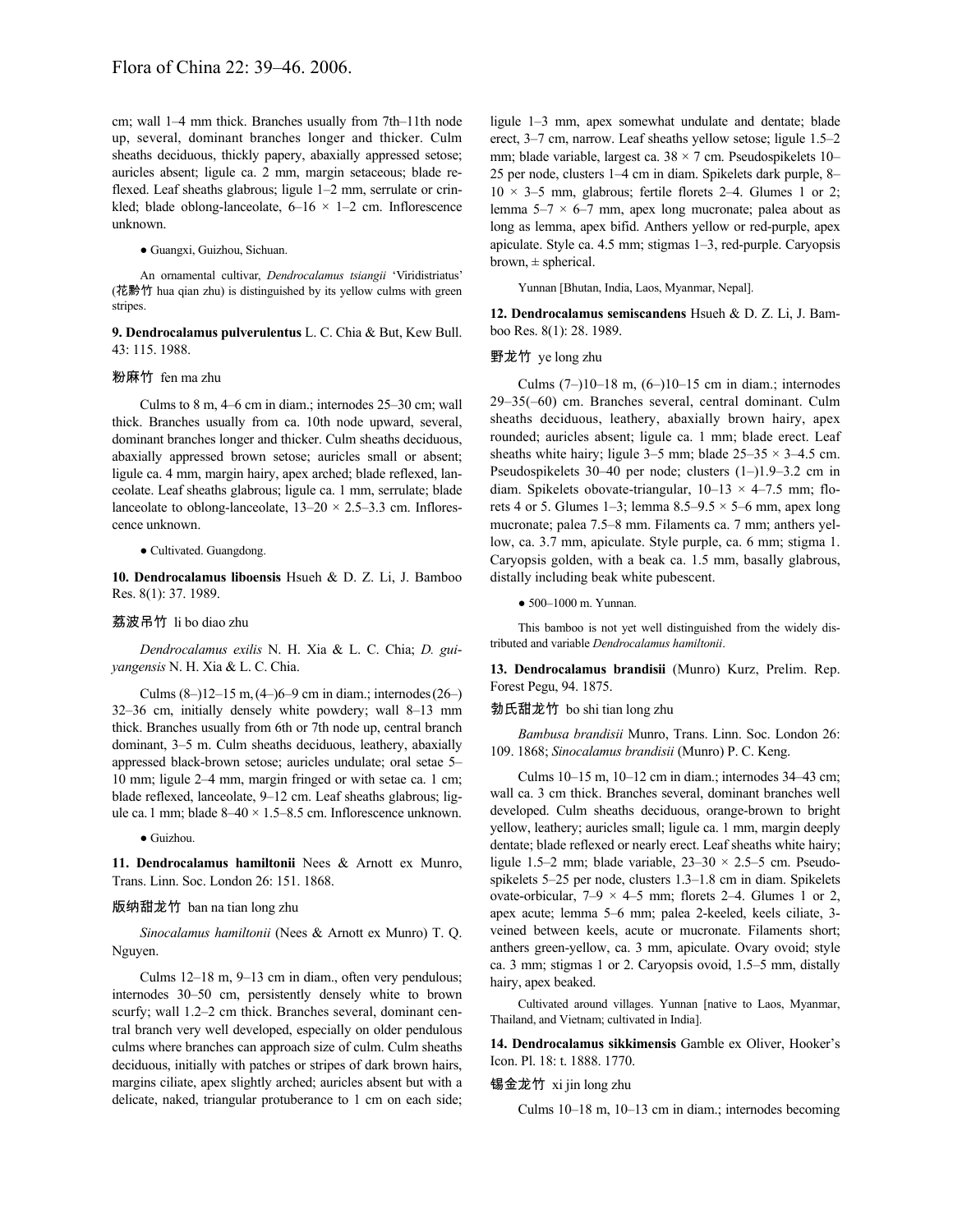cm; wall 1–4 mm thick. Branches usually from 7th–11th node up, several, dominant branches longer and thicker. Culm sheaths deciduous, thickly papery, abaxially appressed setose; auricles absent; ligule ca. 2 mm, margin setaceous; blade reflexed. Leaf sheaths glabrous; ligule 1–2 mm, serrulate or crinkled; blade oblong-lanceolate, 6–16 × 1–2 cm. Inflorescence unknown.

● Guangxi, Guizhou, Sichuan.

An ornamental cultivar, *Dendrocalamus tsiangii* 'Viridistriatus' (花黔竹 hua qian zhu) is distinguished by its yellow culms with green stripes.

**9. Dendrocalamus pulverulentus** L. C. Chia & But, Kew Bull. 43: 115. 1988.

粉麻竹 fen ma zhu

Culms to 8 m, 4–6 cm in diam.; internodes 25–30 cm; wall thick. Branches usually from ca. 10th node upward, several, dominant branches longer and thicker. Culm sheaths deciduous, abaxially appressed brown setose; auricles small or absent; ligule ca. 4 mm, margin hairy, apex arched; blade reflexed, lanceolate. Leaf sheaths glabrous; ligule ca. 1 mm, serrulate; blade lanceolate to oblong-lanceolate, 13–20 × 2.5–3.3 cm. Inflorescence unknown.

● Cultivated. Guangdong.

**10. Dendrocalamus liboensis** Hsueh & D. Z. Li, J. Bamboo Res. 8(1): 37. 1989.

荔波吊竹 li bo diao zhu

*Dendrocalamus exilis* N. H. Xia & L. C. Chia; *D. guiyangensis* N. H. Xia & L. C. Chia.

Culms (8–)12–15 m, (4–)6–9 cm in diam.; internodes (26–)32–36 cm, initially densely white powdery; wall 8–13 mm thick. Branches usually from 6th or 7th node up, central branch dominant, 3–5 m. Culm sheaths deciduous, leathery, abaxially appressed black-brown setose; auricles undulate; oral setae 5–10 mm; ligule 2–4 mm, margin fringed or with setae ca. 1 cm; blade reflexed, lanceolate, 9–12 cm. Leaf sheaths glabrous; ligule ca. 1 mm; blade 8–40 × 1.5–8.5 cm. Inflorescence unknown.

● Guizhou.

**11. Dendrocalamus hamiltonii** Nees & Arnott ex Munro, Trans. Linn. Soc. London 26: 151. 1868.

版纳甜龙竹 ban na tian long zhu

*Sinocalamus hamiltonii* (Nees & Arnott ex Munro) T. Q. Nguyen.

Culms 12–18 m, 9–13 cm in diam., often very pendulous; internodes 30–50 cm, persistently densely white to brown scurfy; wall 1.2–2 cm thick. Branches several, dominant central branch very well developed, especially on older pendulous culms where branches can approach size of culm. Culm sheaths deciduous, initially with patches or stripes of dark brown hairs, margins ciliate, apex slightly arched; auricles absent but with a delicate, naked, triangular protuberance to 1 cm on each side; ligule 1–3 mm, apex somewhat undulate and dentate; blade erect, 3–7 cm, narrow. Leaf sheaths yellow setose; ligule 1.5–2 mm; blade variable, largest ca. 38 × 7 cm. Pseudospikelets 10–25 per node, clusters 1–4 cm in diam. Spikelets dark purple, 8–10 × 3–5 mm, glabrous; fertile florets 2–4. Glumes 1 or 2; lemma 5–7 × 6–7 mm, apex long mucronate; palea about as long as lemma, apex bifid. Anthers yellow or red-purple, apex apiculate. Style ca. 4.5 mm; stigmas 1–3, red-purple. Caryopsis brown, ± spherical.

Yunnan [Bhutan, India, Laos, Myanmar, Nepal].

**12. Dendrocalamus semiscandens** Hsueh & D. Z. Li, J. Bamboo Res. 8(1): 28. 1989.

野龙竹 ye long zhu

Culms (7–)10–18 m, (6–)10–15 cm in diam.; internodes 29–35(–60) cm. Branches several, central dominant. Culm sheaths deciduous, leathery, abaxially brown hairy, apex rounded; auricles absent; ligule ca. 1 mm; blade erect. Leaf sheaths white hairy; ligule 3–5 mm; blade 25–35 × 3–4.5 cm. Pseudospikelets 30–40 per node; clusters (1–)1.9–3.2 cm in diam. Spikelets obovate-triangular, 10–13 × 4–7.5 mm; florets 4 or 5. Glumes 1–3; lemma 8.5–9.5 × 5–6 mm, apex long mucronate; palea 7.5–8 mm. Filaments ca. 7 mm; anthers yellow, ca. 3.7 mm, apiculate. Style purple, ca. 6 mm; stigma 1. Caryopsis golden, with a beak ca. 1.5 mm, basally glabrous, distally including beak white pubescent.

● 500–1000 m. Yunnan.

This bamboo is not yet well distinguished from the widely distributed and variable *Dendrocalamus hamiltonii*.

**13. Dendrocalamus brandisii** (Munro) Kurz, Prelim. Rep. Forest Pegu, 94. 1875.

勃氏甜龙竹 bo shi tian long zhu

*Bambusa brandisii* Munro, Trans. Linn. Soc. London 26: 109. 1868; *Sinocalamus brandisii* (Munro) P. C. Keng.

Culms 10–15 m, 10–12 cm in diam.; internodes 34–43 cm; wall ca. 3 cm thick. Branches several, dominant branches well developed. Culm sheaths deciduous, orange-brown to bright yellow, leathery; auricles small; ligule ca. 1 mm, margin deeply dentate; blade reflexed or nearly erect. Leaf sheaths white hairy; ligule 1.5–2 mm; blade variable, 23–30 × 2.5–5 cm. Pseudospikelets 5–25 per node, clusters 1.3–1.8 cm in diam. Spikelets ovate-orbicular, 7–9 × 4–5 mm; florets 2–4. Glumes 1 or 2, apex acute; lemma 5–6 mm; palea 2-keeled, keels ciliate, 3-veined between keels, acute or mucronate. Filaments short; anthers green-yellow, ca. 3 mm, apiculate. Ovary ovoid; style ca. 3 mm; stigmas 1 or 2. Caryopsis ovoid, 1.5–5 mm, distally hairy, apex beaked.

Cultivated around villages. Yunnan [native to Laos, Myanmar, Thailand, and Vietnam; cultivated in India].

**14. Dendrocalamus sikkimensis** Gamble ex Oliver, Hooker's Icon. Pl. 18: t. 1888. 1770.

锡金龙竹 xi jin long zhu

Culms 10–18 m, 10–13 cm in diam.; internodes becoming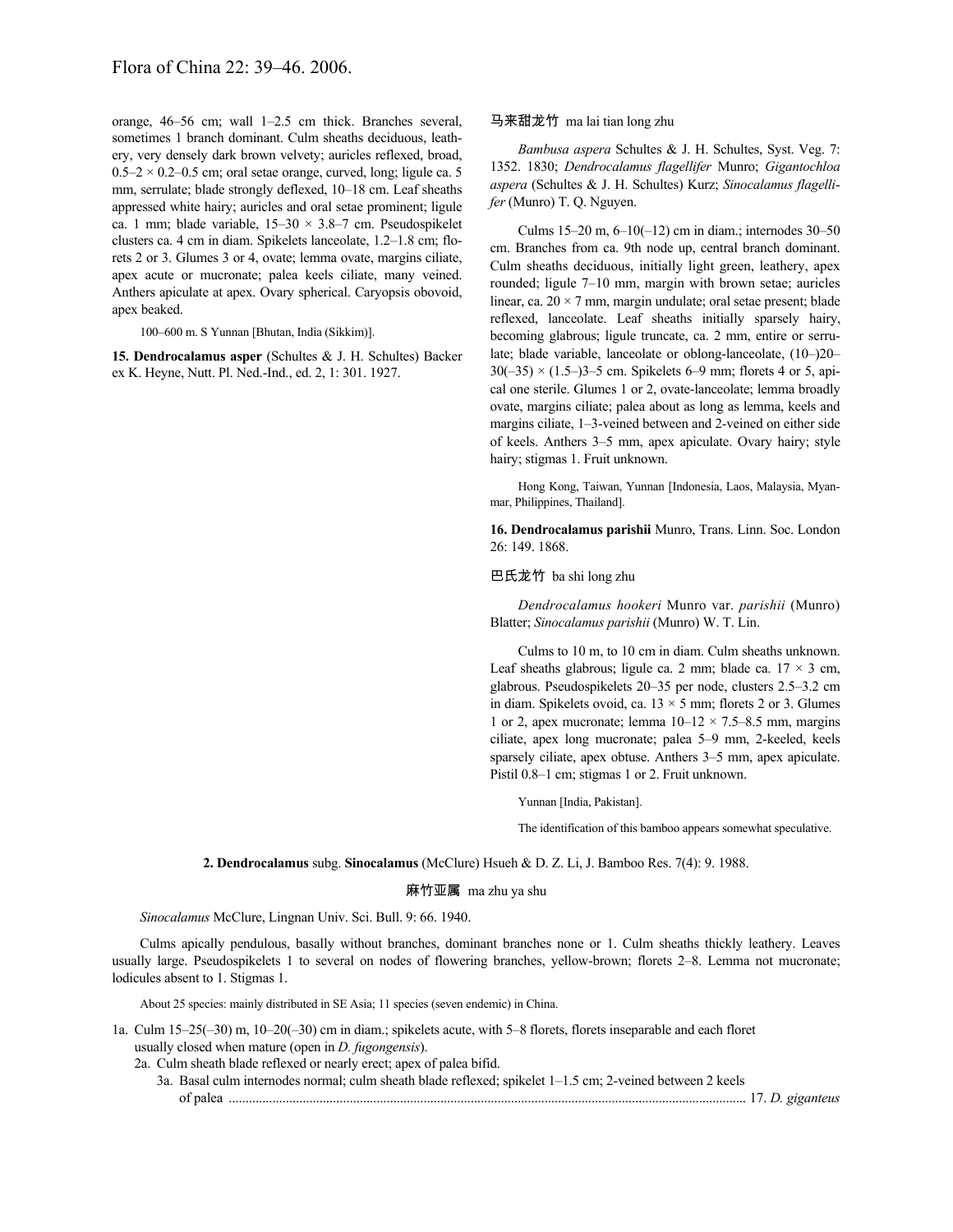orange, 46–56 cm; wall 1–2.5 cm thick. Branches several, sometimes 1 branch dominant. Culm sheaths deciduous, leathery, very densely dark brown velvety; auricles reflexed, broad, 0.5–2 × 0.2–0.5 cm; oral setae orange, curved, long; ligule ca. 5 mm, serrulate; blade strongly deflexed, 10–18 cm. Leaf sheaths appressed white hairy; auricles and oral setae prominent; ligule ca. 1 mm; blade variable, 15–30 × 3.8–7 cm. Pseudospikelet clusters ca. 4 cm in diam. Spikelets lanceolate, 1.2–1.8 cm; florets 2 or 3. Glumes 3 or 4, ovate; lemma ovate, margins ciliate, apex acute or mucronate; palea keels ciliate, many veined. Anthers apiculate at apex. Ovary spherical. Caryopsis obovoid, apex beaked.

100–600 m. S Yunnan [Bhutan, India (Sikkim)].

**15. Dendrocalamus asper** (Schultes & J. H. Schultes) Backer ex K. Heyne, Nutt. Pl. Ned.-Ind., ed. 2, 1: 301. 1927.

马来甜龙竹 ma lai tian long zhu

*Bambusa aspera* Schultes & J. H. Schultes, Syst. Veg. 7: 1352. 1830; *Dendrocalamus flagellifer* Munro; *Gigantochloa aspera* (Schultes & J. H. Schultes) Kurz; *Sinocalamus flagellifer* (Munro) T. Q. Nguyen.

Culms 15–20 m, 6–10(–12) cm in diam.; internodes 30–50 cm. Branches from ca. 9th node up, central branch dominant. Culm sheaths deciduous, initially light green, leathery, apex rounded; ligule 7–10 mm, margin with brown setae; auricles linear, ca. 20 × 7 mm, margin undulate; oral setae present; blade reflexed, lanceolate. Leaf sheaths initially sparsely hairy, becoming glabrous; ligule truncate, ca. 2 mm, entire or serrulate; blade variable, lanceolate or oblong-lanceolate, (10–)20–30(–35) × (1.5–)3–5 cm. Spikelets 6–9 mm; florets 4 or 5, apical one sterile. Glumes 1 or 2, ovate-lanceolate; lemma broadly ovate, margins ciliate; palea about as long as lemma, keels and margins ciliate, 1–3-veined between and 2-veined on either side of keels. Anthers 3–5 mm, apex apiculate. Ovary hairy; style hairy; stigmas 1. Fruit unknown.

Hong Kong, Taiwan, Yunnan [Indonesia, Laos, Malaysia, Myanmar, Philippines, Thailand].

**16. Dendrocalamus parishii** Munro, Trans. Linn. Soc. London 26: 149. 1868.

巴氏龙竹 ba shi long zhu

*Dendrocalamus hookeri* Munro var. *parishii* (Munro) Blatter; *Sinocalamus parishii* (Munro) W. T. Lin.

Culms to 10 m, to 10 cm in diam. Culm sheaths unknown. Leaf sheaths glabrous; ligule ca. 2 mm; blade ca. 17 × 3 cm, glabrous. Pseudospikelets 20–35 per node, clusters 2.5–3.2 cm in diam. Spikelets ovoid, ca. 13 × 5 mm; florets 2 or 3. Glumes 1 or 2, apex mucronate; lemma 10–12 × 7.5–8.5 mm, margins ciliate, apex long mucronate; palea 5–9 mm, 2-keeled, keels sparsely ciliate, apex obtuse. Anthers 3–5 mm, apex apiculate. Pistil 0.8–1 cm; stigmas 1 or 2. Fruit unknown.

Yunnan [India, Pakistan].

The identification of this bamboo appears somewhat speculative.

**2. Dendrocalamus** subg. **Sinocalamus** (McClure) Hsueh & D. Z. Li, J. Bamboo Res. 7(4): 9. 1988.

麻竹亚属 ma zhu ya shu

*Sinocalamus* McClure, Lingnan Univ. Sci. Bull. 9: 66. 1940.

Culms apically pendulous, basally without branches, dominant branches none or 1. Culm sheaths thickly leathery. Leaves usually large. Pseudospikelets 1 to several on nodes of flowering branches, yellow-brown; florets 2–8. Lemma not mucronate; lodicules absent to 1. Stigmas 1.

About 25 species: mainly distributed in SE Asia; 11 species (seven endemic) in China.

1a. Culm 15–25(–30) m, 10–20(–30) cm in diam.; spikelets acute, with 5–8 florets, florets inseparable and each floret usually closed when mature (open in *D. fugongensis*).
  2a. Culm sheath blade reflexed or nearly erect; apex of palea bifid.
    3a. Basal culm internodes normal; culm sheath blade reflexed; spikelet 1–1.5 cm; 2-veined between 2 keels of palea ........................................................................................................................................ 17. *D. giganteus*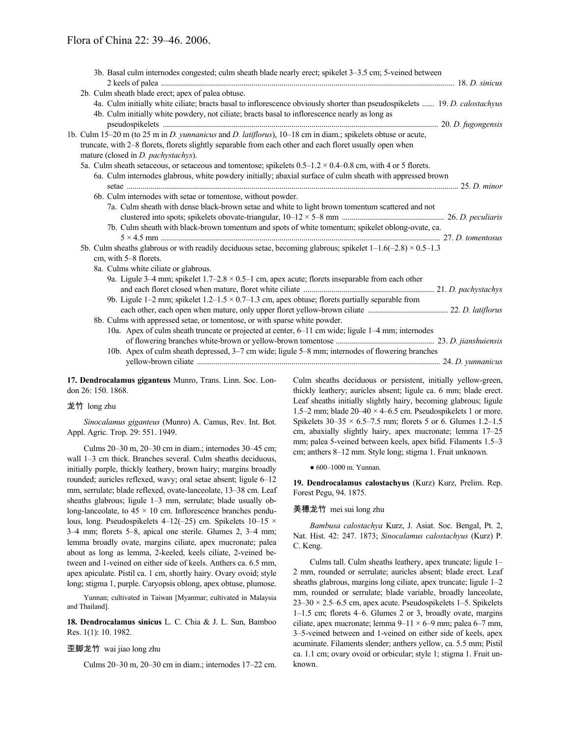3b. Basal culm internodes congested; culm sheath blade nearly erect; spikelet 3–3.5 cm; 5-veined between 2 keels of palea ..................................................................................................................................... 18. *D. sinicus*

2b. Culm sheath blade erect; apex of palea obtuse.

4a. Culm initially white ciliate; bracts basal to inflorescence obviously shorter than pseudospikelets ...... 19. *D. calostachyus*

4b. Culm initially white powdery, not ciliate; bracts basal to inflorescence nearly as long as pseudospikelets ..................................................................................................................................... 20. *D. fugongensis*

1b. Culm 15–20 m (to 25 m in *D. yunnanicus* and *D. latiflorus*), 10–18 cm in diam.; spikelets obtuse or acute, truncate, with 2–8 florets, florets slightly separable from each other and each floret usually open when mature (closed in *D. pachystachys*).

5a. Culm sheath setaceous, or setaceous and tomentose; spikelets 0.5–1.2 × 0.4–0.8 cm, with 4 or 5 florets.

6a. Culm internodes glabrous, white powdery initially; abaxial surface of culm sheath with appressed brown setae ..................................................................................................................................... 25. *D. minor*

6b. Culm internodes with setae or tomentose, without powder.

7a. Culm sheath with dense black-brown setae and white to light brown tomentum scattered and not clustered into spots; spikelets obovate-triangular, 10–12 × 5–8 mm .................................................. 26. *D. peculiaris*

7b. Culm sheath with black-brown tomentum and spots of white tomentum; spikelet oblong-ovate, ca. 5 × 4.5 mm ..................................................................................................................................... 27. *D. tomentosus*

5b. Culm sheaths glabrous or with readily deciduous setae, becoming glabrous; spikelet 1–1.6(–2.8) × 0.5–1.3 cm, with 5–8 florets.

8a. Culms white ciliate or glabrous.

9a. Ligule 3–4 mm; spikelet 1.7–2.8 × 0.5–1 cm, apex acute; florets inseparable from each other and each floret closed when mature, floret white ciliate ................................................................ 21. *D. pachystachys*

9b. Ligule 1–2 mm; spikelet 1.2–1.5 × 0.7–1.3 cm, apex obtuse; florets partially separable from each other, each open when mature, only upper floret yellow-brown ciliate ....................................... 22. *D. latiflorus*

8b. Culms with appressed setae, or tomentose, or with sparse white powder.

10a. Apex of culm sheath truncate or projected at center, 6–11 cm wide; ligule 1–4 mm; internodes of flowering branches white-brown or yellow-brown tomentose ................................................. 23. *D. jianshuiensis*

10b. Apex of culm sheath depressed, 3–7 cm wide; ligule 5–8 mm; internodes of flowering branches yellow-brown ciliate ..................................................................................................................... 24. *D. yunnanicus*

**17. Dendrocalamus giganteus** Munro, Trans. Linn. Soc. London 26: 150. 1868.

龙竹 long zhu

*Sinocalamus giganteus* (Munro) A. Camus, Rev. Int. Bot. Appl. Agric. Trop. 29: 551. 1949.

Culms 20–30 m, 20–30 cm in diam.; internodes 30–45 cm; wall 1–3 cm thick. Branches several. Culm sheaths deciduous, initially purple, thickly leathery, brown hairy; margins broadly rounded; auricles reflexed, wavy; oral setae absent; ligule 6–12 mm, serrulate; blade reflexed, ovate-lanceolate, 13–38 cm. Leaf sheaths glabrous; ligule 1–3 mm, serrulate; blade usually oblong-lanceolate, to 45 × 10 cm. Inflorescence branches pendulous, long. Pseudospikelets 4–12(–25) cm. Spikelets 10–15 × 3–4 mm; florets 5–8, apical one sterile. Glumes 2, 3–4 mm; lemma broadly ovate, margins ciliate, apex mucronate; palea about as long as lemma, 2-keeled, keels ciliate, 2-veined between and 1-veined on either side of keels. Anthers ca. 6.5 mm, apex apiculate. Pistil ca. 1 cm, shortly hairy. Ovary ovoid; style long; stigma 1, purple. Caryopsis oblong, apex obtuse, plumose.

Yunnan; cultivated in Taiwan [Myanmar; cultivated in Malaysia and Thailand].

**18. Dendrocalamus sinicus** L. C. Chia & J. L. Sun, Bamboo Res. 1(1): 10. 1982.

歪脚龙竹 wai jiao long zhu

Culms 20–30 m, 20–30 cm in diam.; internodes 17–22 cm. Culm sheaths deciduous or persistent, initially yellow-green, thickly leathery; auricles absent; ligule ca. 6 mm; blade erect. Leaf sheaths initially slightly hairy, becoming glabrous; ligule 1.5–2 mm; blade 20–40 × 4–6.5 cm. Pseudospikelets 1 or more. Spikelets 30–35 × 6.5–7.5 mm; florets 5 or 6. Glumes 1.2–1.5 cm, abaxially slightly hairy, apex mucronate; lemma 17–25 mm; palea 5-veined between keels, apex bifid. Filaments 1.5–3 cm; anthers 8–12 mm. Style long; stigma 1. Fruit unknown.

● 600–1000 m. Yunnan.

**19. Dendrocalamus calostachyus** (Kurz) Kurz, Prelim. Rep. Forest Pegu, 94. 1875.

美穗龙竹 mei sui long zhu

*Bambusa calostachya* Kurz, J. Asiat. Soc. Bengal, Pt. 2, Nat. Hist. 42: 247. 1873; *Sinocalamus calostachyus* (Kurz) P. C. Keng.

Culms tall. Culm sheaths leathery, apex truncate; ligule 1–2 mm, rounded or serrulate; auricles absent; blade erect. Leaf sheaths glabrous, margins long ciliate, apex truncate; ligule 1–2 mm, rounded or serrulate; blade variable, broadly lanceolate, 23–30 × 2.5–6.5 cm, apex acute. Pseudospikelets 1–5. Spikelets 1–1.5 cm; florets 4–6. Glumes 2 or 3, broadly ovate, margins ciliate, apex mucronate; lemma 9–11 × 6–9 mm; palea 6–7 mm, 3–5-veined between and 1-veined on either side of keels, apex acuminate. Filaments slender; anthers yellow, ca. 5.5 mm; Pistil ca. 1.1 cm; ovary ovoid or orbicular; style 1; stigma 1. Fruit unknown.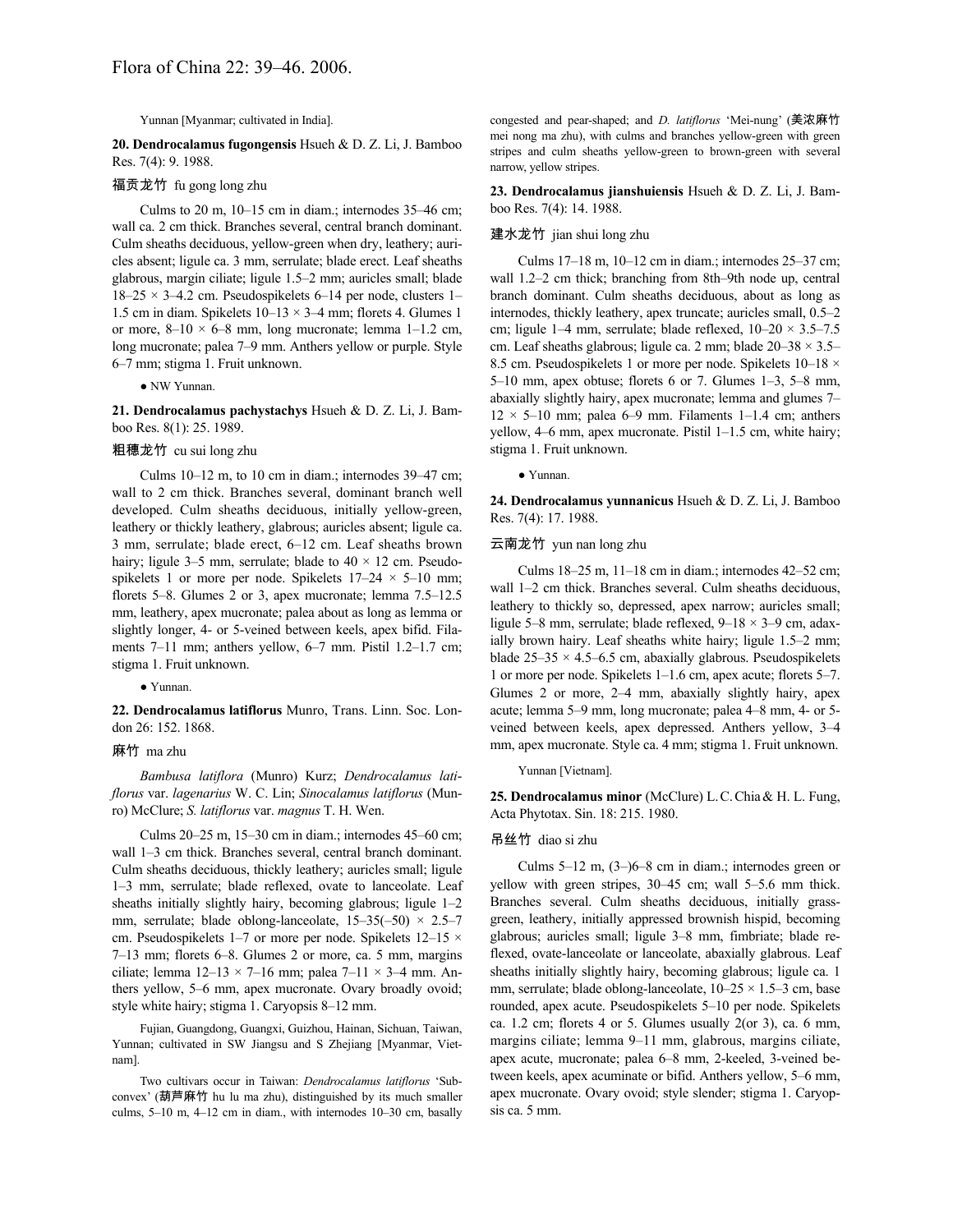Yunnan [Myanmar; cultivated in India].

**20. Dendrocalamus fugongensis** Hsueh & D. Z. Li, J. Bamboo Res. 7(4): 9. 1988.

福贡龙竹 fu gong long zhu

Culms to 20 m, 10–15 cm in diam.; internodes 35–46 cm; wall ca. 2 cm thick. Branches several, central branch dominant. Culm sheaths deciduous, yellow-green when dry, leathery; auricles absent; ligule ca. 3 mm, serrulate; blade erect. Leaf sheaths glabrous, margin ciliate; ligule 1.5–2 mm; auricles small; blade 18–25 × 3–4.2 cm. Pseudospikelets 6–14 per node, clusters 1–1.5 cm in diam. Spikelets 10–13 × 3–4 mm; florets 4. Glumes 1 or more, 8–10 × 6–8 mm, long mucronate; lemma 1–1.2 cm, long mucronate; palea 7–9 mm. Anthers yellow or purple. Style 6–7 mm; stigma 1. Fruit unknown.

● NW Yunnan.

**21. Dendrocalamus pachystachys** Hsueh & D. Z. Li, J. Bamboo Res. 8(1): 25. 1989.

粗穗龙竹 cu sui long zhu

Culms 10–12 m, to 10 cm in diam.; internodes 39–47 cm; wall to 2 cm thick. Branches several, dominant branch well developed. Culm sheaths deciduous, initially yellow-green, leathery or thickly leathery, glabrous; auricles absent; ligule ca. 3 mm, serrulate; blade erect, 6–12 cm. Leaf sheaths brown hairy; ligule 3–5 mm, serrulate; blade to 40 × 12 cm. Pseudospikelets 1 or more per node. Spikelets 17–24 × 5–10 mm; florets 5–8. Glumes 2 or 3, apex mucronate; lemma 7.5–12.5 mm, leathery, apex mucronate; palea about as long as lemma or slightly longer, 4- or 5-veined between keels, apex bifid. Filaments 7–11 mm; anthers yellow, 6–7 mm. Pistil 1.2–1.7 cm; stigma 1. Fruit unknown.

● Yunnan.

**22. Dendrocalamus latiflorus** Munro, Trans. Linn. Soc. London 26: 152. 1868.

麻竹 ma zhu

*Bambusa latiflora* (Munro) Kurz; *Dendrocalamus latiflorus* var. *lagenarius* W. C. Lin; *Sinocalamus latiflorus* (Munro) McClure; *S. latiflorus* var. *magnus* T. H. Wen.

Culms 20–25 m, 15–30 cm in diam.; internodes 45–60 cm; wall 1–3 cm thick. Branches several, central branch dominant. Culm sheaths deciduous, thickly leathery; auricles small; ligule 1–3 mm, serrulate; blade reflexed, ovate to lanceolate. Leaf sheaths initially slightly hairy, becoming glabrous; ligule 1–2 mm, serrulate; blade oblong-lanceolate, 15–35(–50) × 2.5–7 cm. Pseudospikelets 1–7 or more per node. Spikelets 12–15 × 7–13 mm; florets 6–8. Glumes 2 or more, ca. 5 mm, margins ciliate; lemma 12–13 × 7–16 mm; palea 7–11 × 3–4 mm. Anthers yellow, 5–6 mm, apex mucronate. Ovary broadly ovoid; style white hairy; stigma 1. Caryopsis 8–12 mm.

Fujian, Guangdong, Guangxi, Guizhou, Hainan, Sichuan, Taiwan, Yunnan; cultivated in SW Jiangsu and S Zhejiang [Myanmar, Vietnam].

Two cultivars occur in Taiwan: *Dendrocalamus latiflorus* 'Subconvex' (葫芦麻竹 hu lu ma zhu), distinguished by its much smaller culms, 5–10 m, 4–12 cm in diam., with internodes 10–30 cm, basally congested and pear-shaped; and *D. latiflorus* 'Mei-nung' (美浓麻竹 mei nong ma zhu), with culms and branches yellow-green with green stripes and culm sheaths yellow-green to brown-green with several narrow, yellow stripes.

**23. Dendrocalamus jianshuiensis** Hsueh & D. Z. Li, J. Bamboo Res. 7(4): 14. 1988.

建水龙竹 jian shui long zhu

Culms 17–18 m, 10–12 cm in diam.; internodes 25–37 cm; wall 1.2–2 cm thick; branching from 8th–9th node up, central branch dominant. Culm sheaths deciduous, about as long as internodes, thickly leathery, apex truncate; auricles small, 0.5–2 cm; ligule 1–4 mm, serrulate; blade reflexed, 10–20 × 3.5–7.5 cm. Leaf sheaths glabrous; ligule ca. 2 mm; blade 20–38 × 3.5–8.5 cm. Pseudospikelets 1 or more per node. Spikelets 10–18 × 5–10 mm, apex obtuse; florets 6 or 7. Glumes 1–3, 5–8 mm, abaxially slightly hairy, apex mucronate; lemma and glumes 7–12 × 5–10 mm; palea 6–9 mm. Filaments 1–1.4 cm; anthers yellow, 4–6 mm, apex mucronate. Pistil 1–1.5 cm, white hairy; stigma 1. Fruit unknown.

● Yunnan.

**24. Dendrocalamus yunnanicus** Hsueh & D. Z. Li, J. Bamboo Res. 7(4): 17. 1988.

云南龙竹 yun nan long zhu

Culms 18–25 m, 11–18 cm in diam.; internodes 42–52 cm; wall 1–2 cm thick. Branches several. Culm sheaths deciduous, leathery to thickly so, depressed, apex narrow; auricles small; ligule 5–8 mm, serrulate; blade reflexed, 9–18 × 3–9 cm, adaxially brown hairy. Leaf sheaths white hairy; ligule 1.5–2 mm; blade 25–35 × 4.5–6.5 cm, abaxially glabrous. Pseudospikelets 1 or more per node. Spikelets 1–1.6 cm, apex acute; florets 5–7. Glumes 2 or more, 2–4 mm, abaxially slightly hairy, apex acute; lemma 5–9 mm, long mucronate; palea 4–8 mm, 4- or 5-veined between keels, apex depressed. Anthers yellow, 3–4 mm, apex mucronate. Style ca. 4 mm; stigma 1. Fruit unknown.

Yunnan [Vietnam].

**25. Dendrocalamus minor** (McClure) L. C. Chia & H. L. Fung, Acta Phytotax. Sin. 18: 215. 1980.

吊丝竹 diao si zhu

Culms 5–12 m, (3–)6–8 cm in diam.; internodes green or yellow with green stripes, 30–45 cm; wall 5–5.6 mm thick. Branches several. Culm sheaths deciduous, initially grass-green, leathery, initially appressed brownish hispid, becoming glabrous; auricles small; ligule 3–8 mm, fimbriate; blade reflexed, ovate-lanceolate or lanceolate, abaxially glabrous. Leaf sheaths initially slightly hairy, becoming glabrous; ligule ca. 1 mm, serrulate; blade oblong-lanceolate, 10–25 × 1.5–3 cm, base rounded, apex acute. Pseudospikelets 5–10 per node. Spikelets ca. 1.2 cm; florets 4 or 5. Glumes usually 2(or 3), ca. 6 mm, margins ciliate; lemma 9–11 mm, glabrous, margins ciliate, apex acute, mucronate; palea 6–8 mm, 2-keeled, 3-veined between keels, apex acuminate or bifid. Anthers yellow, 5–6 mm, apex mucronate. Ovary ovoid; style slender; stigma 1. Caryopsis ca. 5 mm.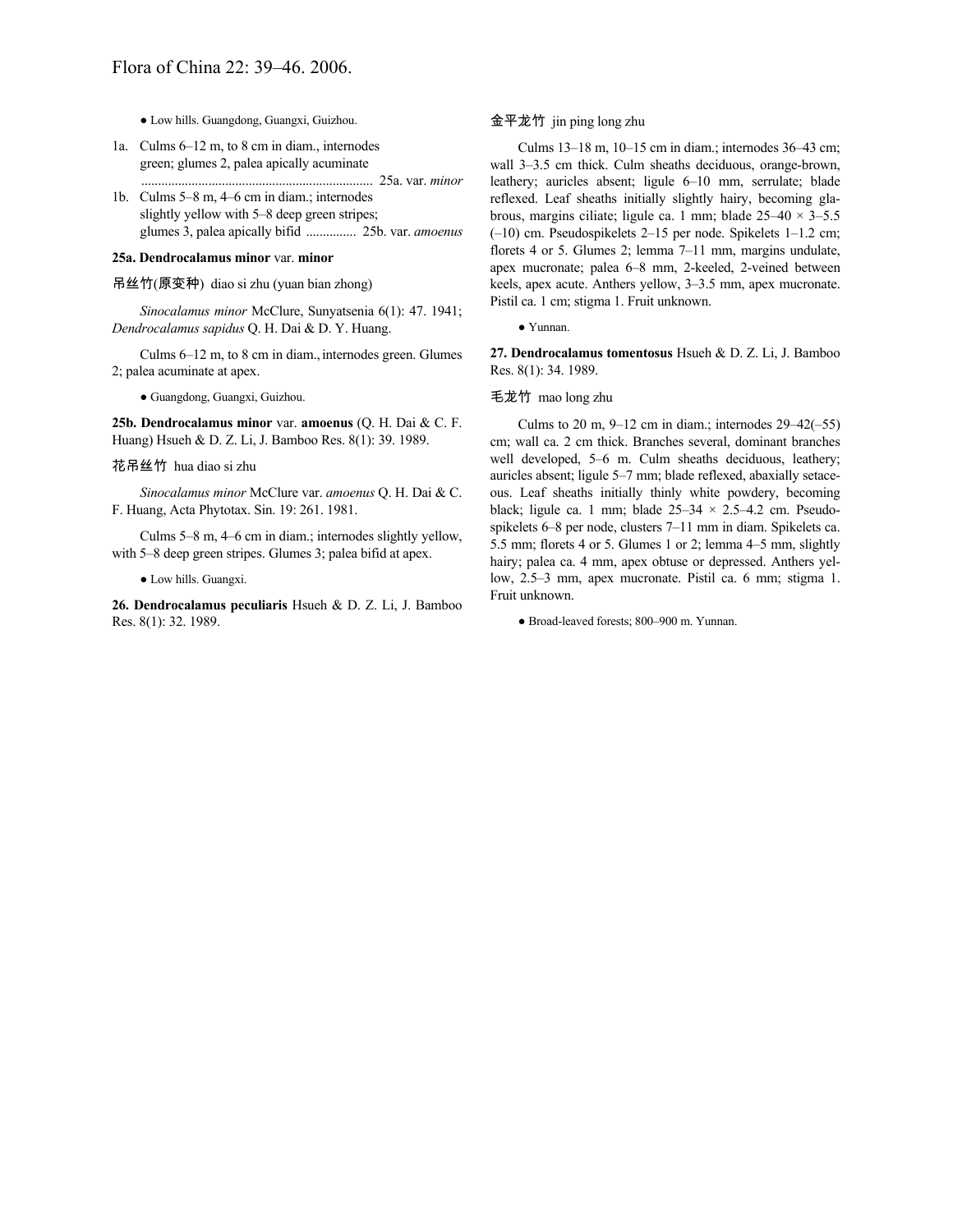● Low hills. Guangdong, Guangxi, Guizhou.

1a. Culms 6–12 m, to 8 cm in diam., internodes green; glumes 2, palea apically acuminate .................................................................... 25a. var. *minor*
1b. Culms 5–8 m, 4–6 cm in diam.; internodes slightly yellow with 5–8 deep green stripes; glumes 3, palea apically bifid ............... 25b. var. *amoenus*

**25a. Dendrocalamus minor** var. **minor**

吊丝竹(原变种) diao si zhu (yuan bian zhong)

*Sinocalamus minor* McClure, Sunyatsenia 6(1): 47. 1941; *Dendrocalamus sapidus* Q. H. Dai & D. Y. Huang.

Culms 6–12 m, to 8 cm in diam., internodes green. Glumes 2; palea acuminate at apex.

● Guangdong, Guangxi, Guizhou.

**25b. Dendrocalamus minor** var. **amoenus** (Q. H. Dai & C. F. Huang) Hsueh & D. Z. Li, J. Bamboo Res. 8(1): 39. 1989.

花吊丝竹 hua diao si zhu

*Sinocalamus minor* McClure var. *amoenus* Q. H. Dai & C. F. Huang, Acta Phytotax. Sin. 19: 261. 1981.

Culms 5–8 m, 4–6 cm in diam.; internodes slightly yellow, with 5–8 deep green stripes. Glumes 3; palea bifid at apex.

● Low hills. Guangxi.

**26. Dendrocalamus peculiaris** Hsueh & D. Z. Li, J. Bamboo Res. 8(1): 32. 1989.

金平龙竹 jin ping long zhu

Culms 13–18 m, 10–15 cm in diam.; internodes 36–43 cm; wall 3–3.5 cm thick. Culm sheaths deciduous, orange-brown, leathery; auricles absent; ligule 6–10 mm, serrulate; blade reflexed. Leaf sheaths initially slightly hairy, becoming glabrous, margins ciliate; ligule ca. 1 mm; blade 25–40 × 3–5.5 (–10) cm. Pseudospikelets 2–15 per node. Spikelets 1–1.2 cm; florets 4 or 5. Glumes 2; lemma 7–11 mm, margins undulate, apex mucronate; palea 6–8 mm, 2-keeled, 2-veined between keels, apex acute. Anthers yellow, 3–3.5 mm, apex mucronate. Pistil ca. 1 cm; stigma 1. Fruit unknown.

● Yunnan.

**27. Dendrocalamus tomentosus** Hsueh & D. Z. Li, J. Bamboo Res. 8(1): 34. 1989.

毛龙竹 mao long zhu

Culms to 20 m, 9–12 cm in diam.; internodes 29–42(–55) cm; wall ca. 2 cm thick. Branches several, dominant branches well developed, 5–6 m. Culm sheaths deciduous, leathery; auricles absent; ligule 5–7 mm; blade reflexed, abaxially setaceous. Leaf sheaths initially thinly white powdery, becoming black; ligule ca. 1 mm; blade 25–34 × 2.5–4.2 cm. Pseudospikelets 6–8 per node, clusters 7–11 mm in diam. Spikelets ca. 5.5 mm; florets 4 or 5. Glumes 1 or 2; lemma 4–5 mm, slightly hairy; palea ca. 4 mm, apex obtuse or depressed. Anthers yellow, 2.5–3 mm, apex mucronate. Pistil ca. 6 mm; stigma 1. Fruit unknown.

● Broad-leaved forests; 800–900 m. Yunnan.